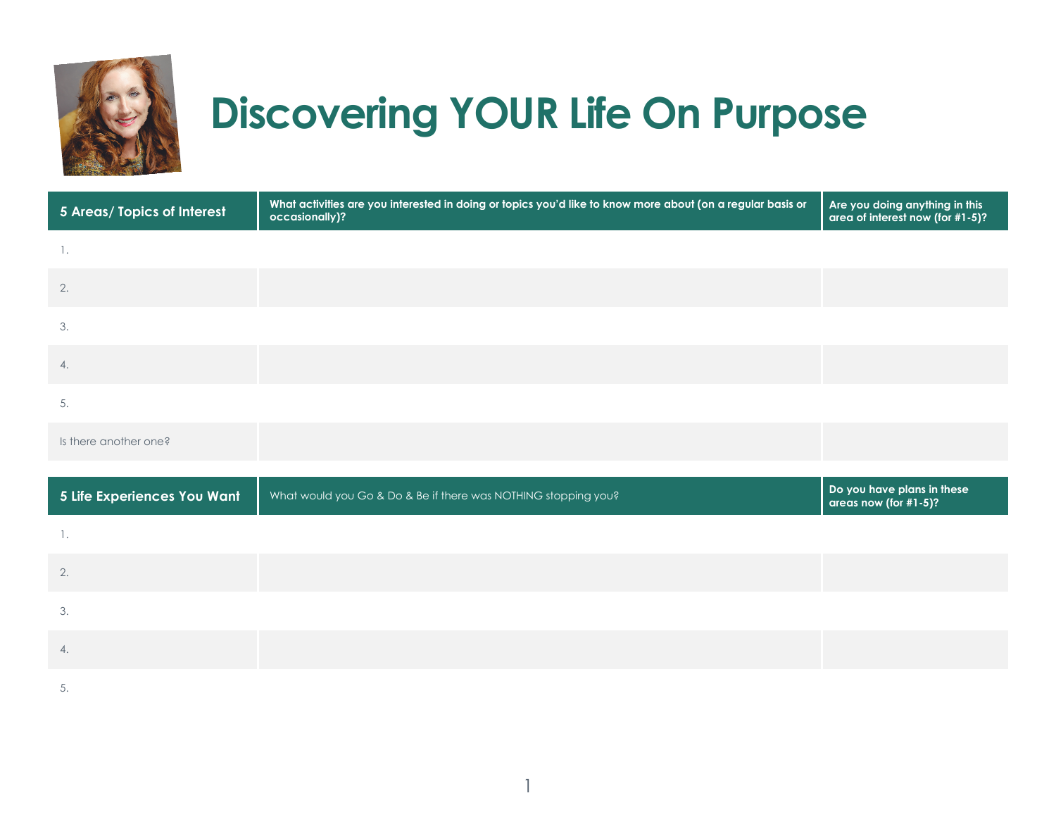# Discovering YOUR Life On Purpose

| 5 Areas/ Topics of Interest | What activities are you interested in doing or topics you'd like to know more about (on a regular basis or occasionally)? | Are you doing anything in this area of interest now (for #1-5)? |
| --- | --- | --- |
| 1. | | |
| 2. | | |
| 3. | | |
| 4. | | |
| 5. | | |
| Is there another one? | | |

| 5 Life Experiences You Want | What would you Go & Do & Be if there was NOTHING stopping you? | Do you have plans in these areas now (for #1-5)? |
| --- | --- | --- |
| 1. | | |
| 2. | | |
| 3. | | |
| 4. | | |
| 5. | | |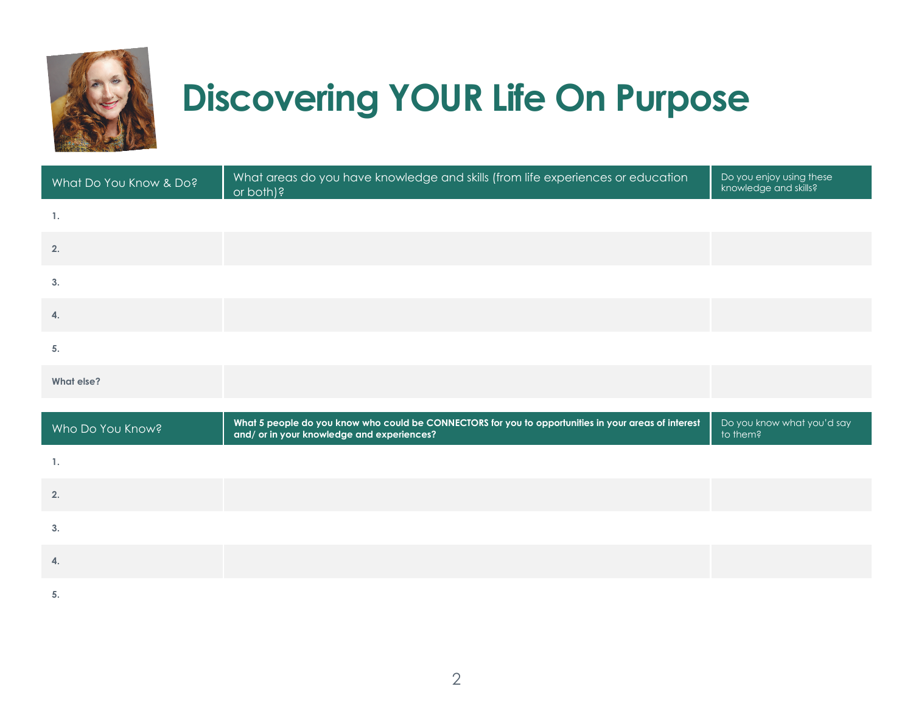# Discovering YOUR Life On Purpose

| What Do You Know & Do? | What areas do you have knowledge and skills (from life experiences or education or both)? | Do you enjoy using these knowledge and skills? |
| --- | --- | --- |
| **1.** | | |
| **2.** | | |
| **3.** | | |
| **4.** | | |
| **5.** | | |
| **What else?** | | |

| Who Do You Know? | **What 5 people do you know who could be CONNECTORS for you to opportunities in your areas of interest and/ or in your knowledge and experiences?** | Do you know what you'd say to them? |
| --- | --- | --- |
| **1.** | | |
| **2.** | | |
| **3.** | | |
| **4.** | | |
| **5.** | | |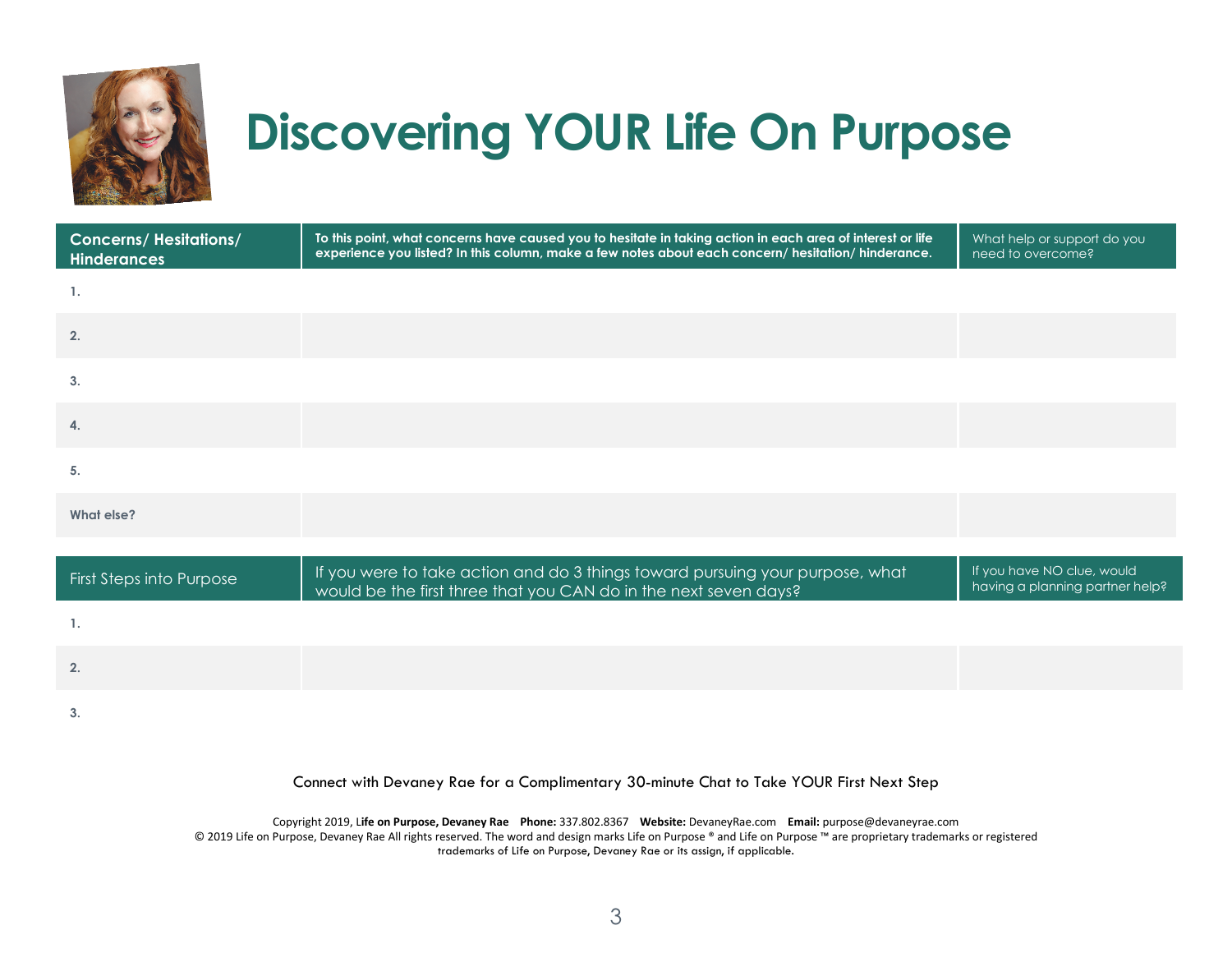# Discovering YOUR Life On Purpose

| Concerns/ Hesitations/ Hinderances | To this point, what concerns have caused you to hesitate in taking action in each area of interest or life experience you listed? In this column, make a few notes about each concern/ hesitation/ hinderance. | What help or support do you need to overcome? |
|---|---|---|
| 1. | | |
| 2. | | |
| 3. | | |
| 4. | | |
| 5. | | |
| What else? | | |

| First Steps into Purpose | If you were to take action and do 3 things toward pursuing your purpose, what would be the first three that you CAN do in the next seven days? | If you have NO clue, would having a planning partner help? |
|---|---|---|
| 1. | | |
| 2. | | |
| 3. | | |

Connect with Devaney Rae for a Complimentary 30-minute Chat to Take YOUR First Next Step

Copyright 2019, **Life on Purpose, Devaney Rae** **Phone:** 337.802.8367 **Website:** DevaneyRae.com **Email:** purpose@devaneyrae.com
© 2019 Life on Purpose, Devaney Rae All rights reserved. The word and design marks Life on Purpose ® and Life on Purpose ™ are proprietary trademarks or registered trademarks of Life on Purpose, Devaney Rae or its assign, if applicable.